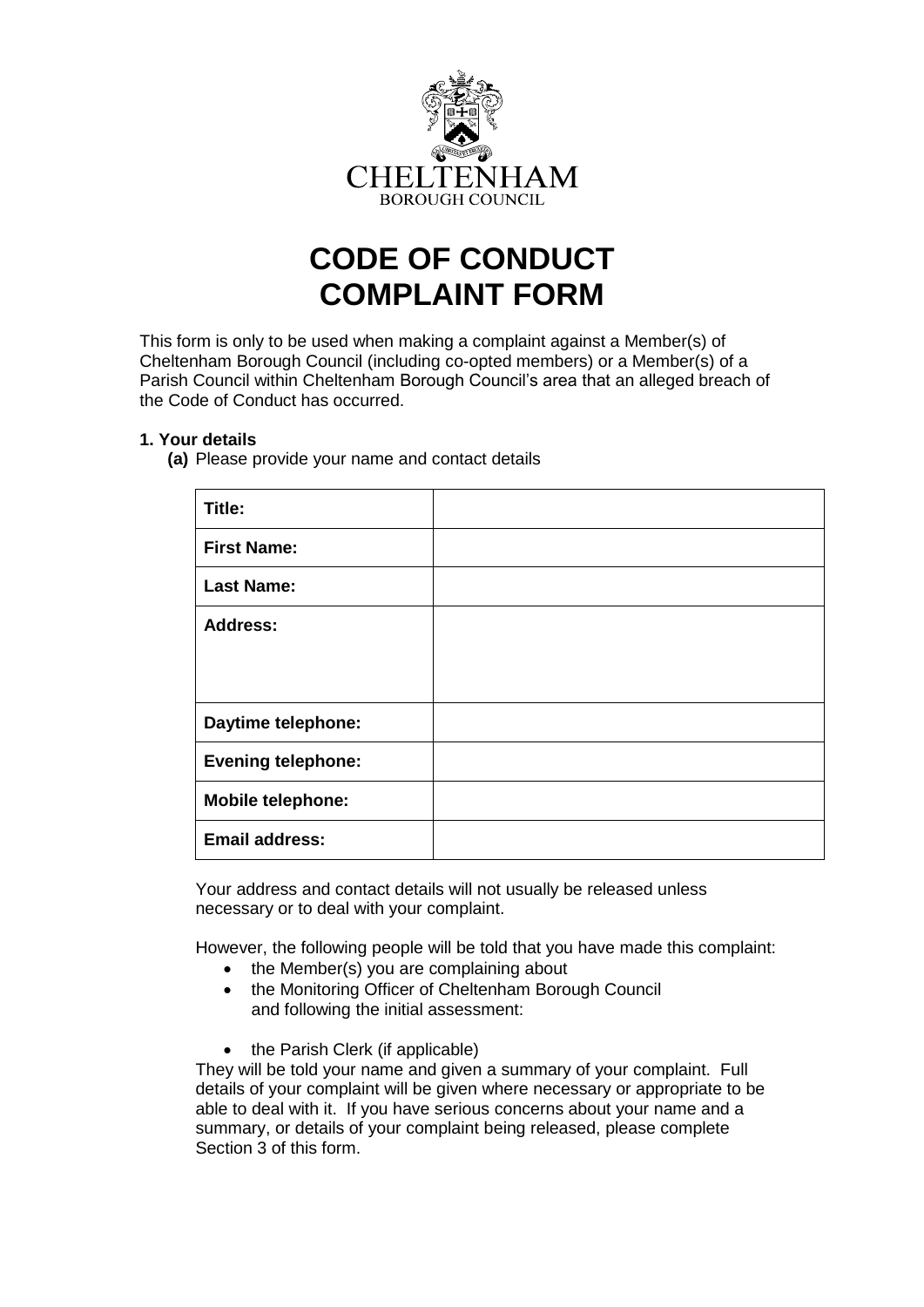CHELTENHAM
BOROUGH COUNCIL

# CODE OF CONDUCT COMPLAINT FORM

This form is only to be used when making a complaint against a Member(s) of Cheltenham Borough Council (including co-opted members) or a Member(s) of a Parish Council within Cheltenham Borough Council's area that an alleged breach of the Code of Conduct has occurred.

**1. Your details**

**(a)** Please provide your name and contact details

| | |
|---|---|
| **Title:** | |
| **First Name:** | |
| **Last Name:** | |
| **Address:** | |
| **Daytime telephone:** | |
| **Evening telephone:** | |
| **Mobile telephone:** | |
| **Email address:** | |

Your address and contact details will not usually be released unless necessary or to deal with your complaint.

However, the following people will be told that you have made this complaint:

- the Member(s) you are complaining about
- the Monitoring Officer of Cheltenham Borough Council and following the initial assessment:
- the Parish Clerk (if applicable)

They will be told your name and given a summary of your complaint. Full details of your complaint will be given where necessary or appropriate to be able to deal with it. If you have serious concerns about your name and a summary, or details of your complaint being released, please complete Section 3 of this form.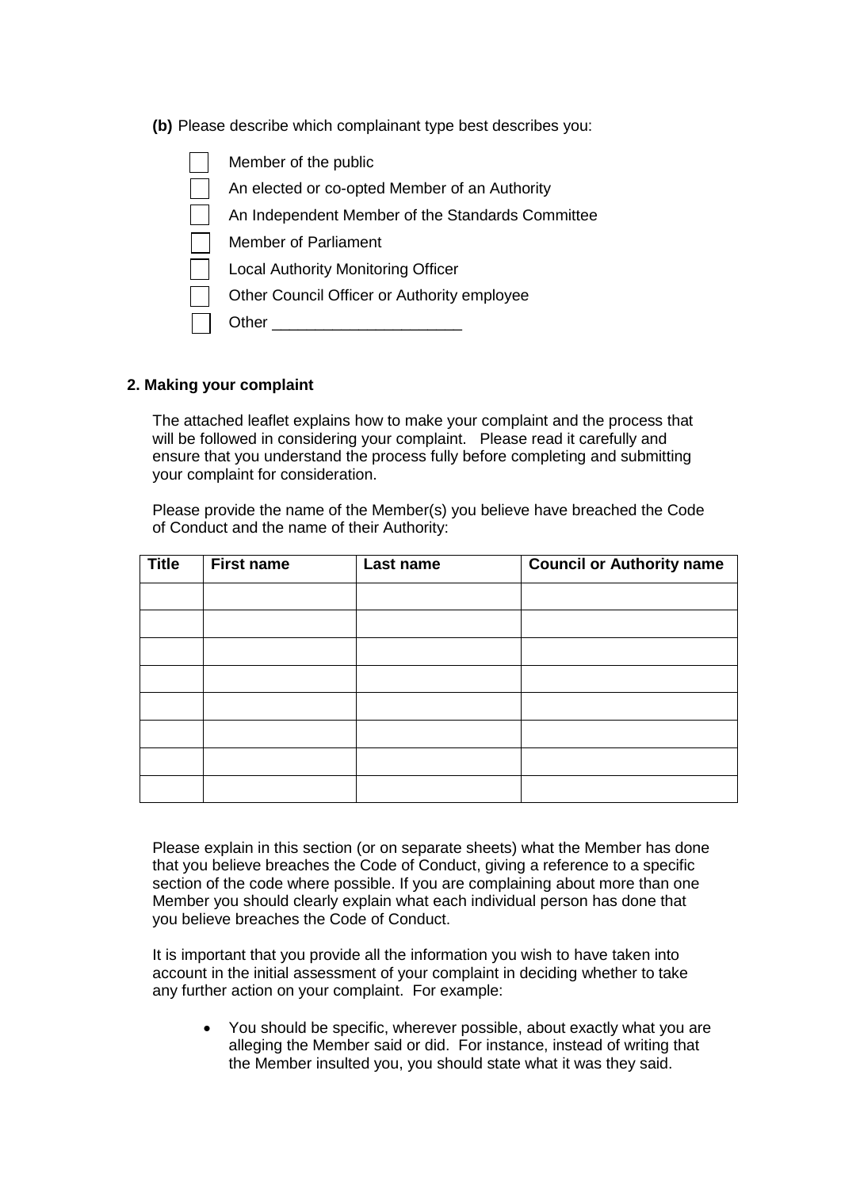**(b)** Please describe which complainant type best describes you:

- [ ] Member of the public
- [ ] An elected or co-opted Member of an Authority
- [ ] An Independent Member of the Standards Committee
- [ ] Member of Parliament
- [ ] Local Authority Monitoring Officer
- [ ] Other Council Officer or Authority employee
- [ ] Other ______________________

## 2. Making your complaint

The attached leaflet explains how to make your complaint and the process that will be followed in considering your complaint. Please read it carefully and ensure that you understand the process fully before completing and submitting your complaint for consideration.

Please provide the name of the Member(s) you believe have breached the Code of Conduct and the name of their Authority:

| Title | First name | Last name | Council or Authority name |
|---|---|---|---|
| | | | |
| | | | |
| | | | |
| | | | |
| | | | |
| | | | |
| | | | |
| | | | |

Please explain in this section (or on separate sheets) what the Member has done that you believe breaches the Code of Conduct, giving a reference to a specific section of the code where possible. If you are complaining about more than one Member you should clearly explain what each individual person has done that you believe breaches the Code of Conduct.

It is important that you provide all the information you wish to have taken into account in the initial assessment of your complaint in deciding whether to take any further action on your complaint. For example:

- You should be specific, wherever possible, about exactly what you are alleging the Member said or did. For instance, instead of writing that the Member insulted you, you should state what it was they said.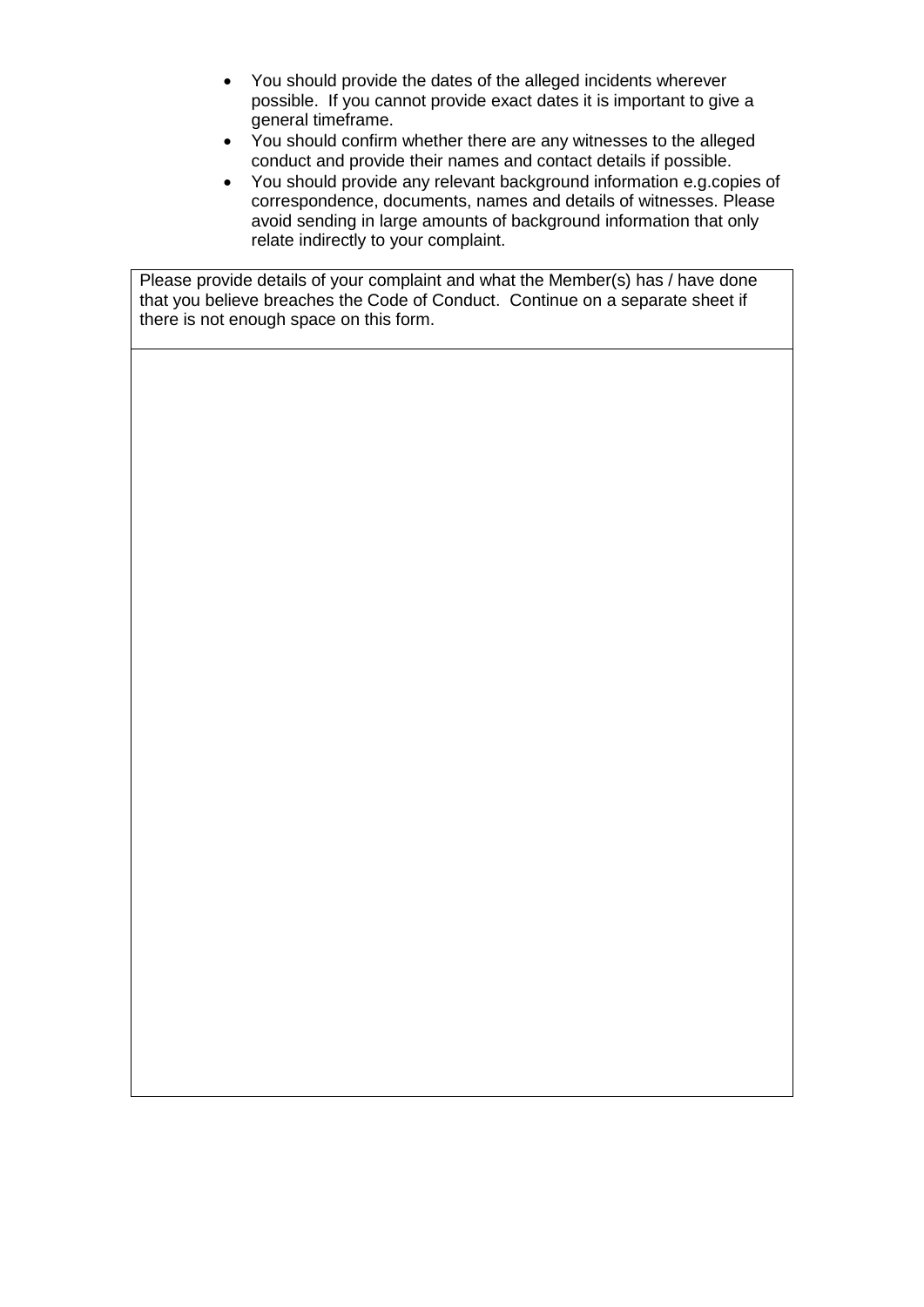- You should provide the dates of the alleged incidents wherever possible. If you cannot provide exact dates it is important to give a general timeframe.
- You should confirm whether there are any witnesses to the alleged conduct and provide their names and contact details if possible.
- You should provide any relevant background information e.g.copies of correspondence, documents, names and details of witnesses. Please avoid sending in large amounts of background information that only relate indirectly to your complaint.

| Please provide details of your complaint and what the Member(s) has / have done that you believe breaches the Code of Conduct. Continue on a separate sheet if there is not enough space on this form. |
| --- |
| |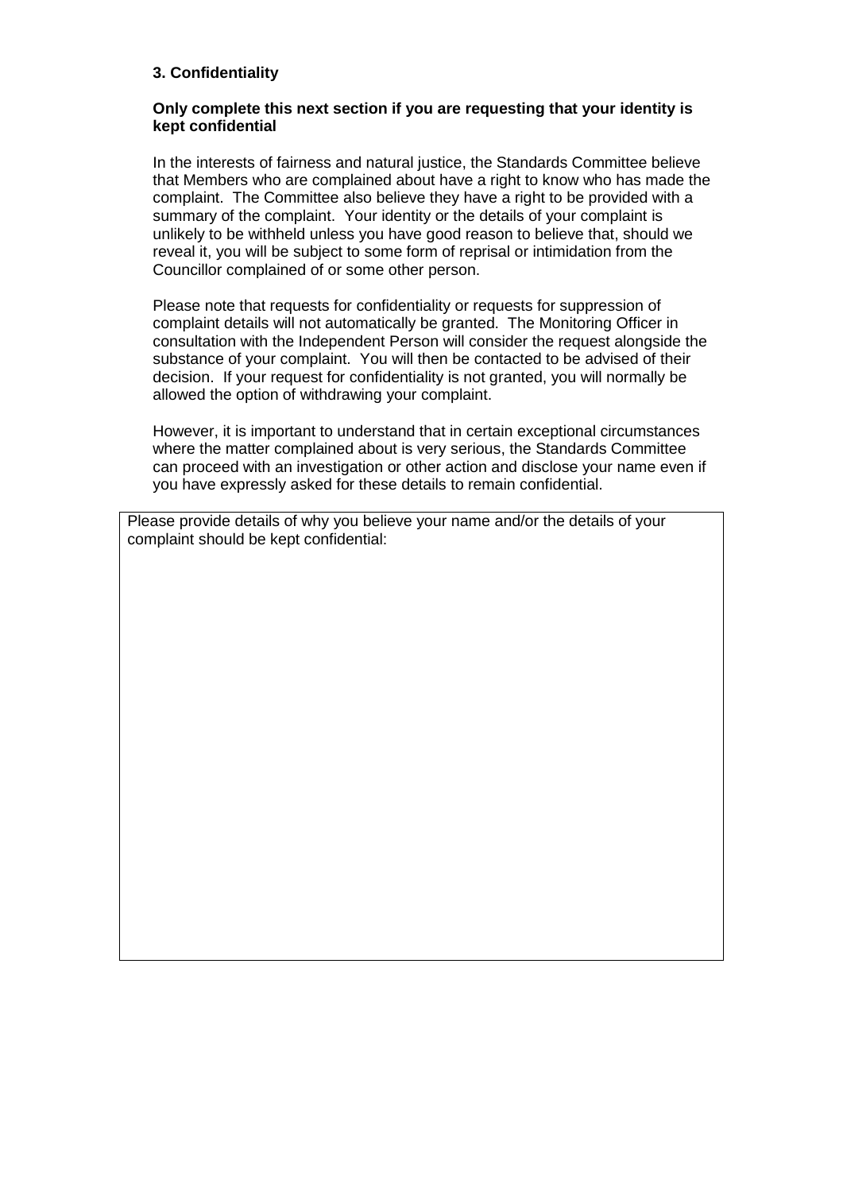## 3. Confidentiality

**Only complete this next section if you are requesting that your identity is kept confidential**

In the interests of fairness and natural justice, the Standards Committee believe that Members who are complained about have a right to know who has made the complaint. The Committee also believe they have a right to be provided with a summary of the complaint. Your identity or the details of your complaint is unlikely to be withheld unless you have good reason to believe that, should we reveal it, you will be subject to some form of reprisal or intimidation from the Councillor complained of or some other person.

Please note that requests for confidentiality or requests for suppression of complaint details will not automatically be granted. The Monitoring Officer in consultation with the Independent Person will consider the request alongside the substance of your complaint. You will then be contacted to be advised of their decision. If your request for confidentiality is not granted, you will normally be allowed the option of withdrawing your complaint.

However, it is important to understand that in certain exceptional circumstances where the matter complained about is very serious, the Standards Committee can proceed with an investigation or other action and disclose your name even if you have expressly asked for these details to remain confidential.

| Please provide details of why you believe your name and/or the details of your complaint should be kept confidential: |
| --- |
| |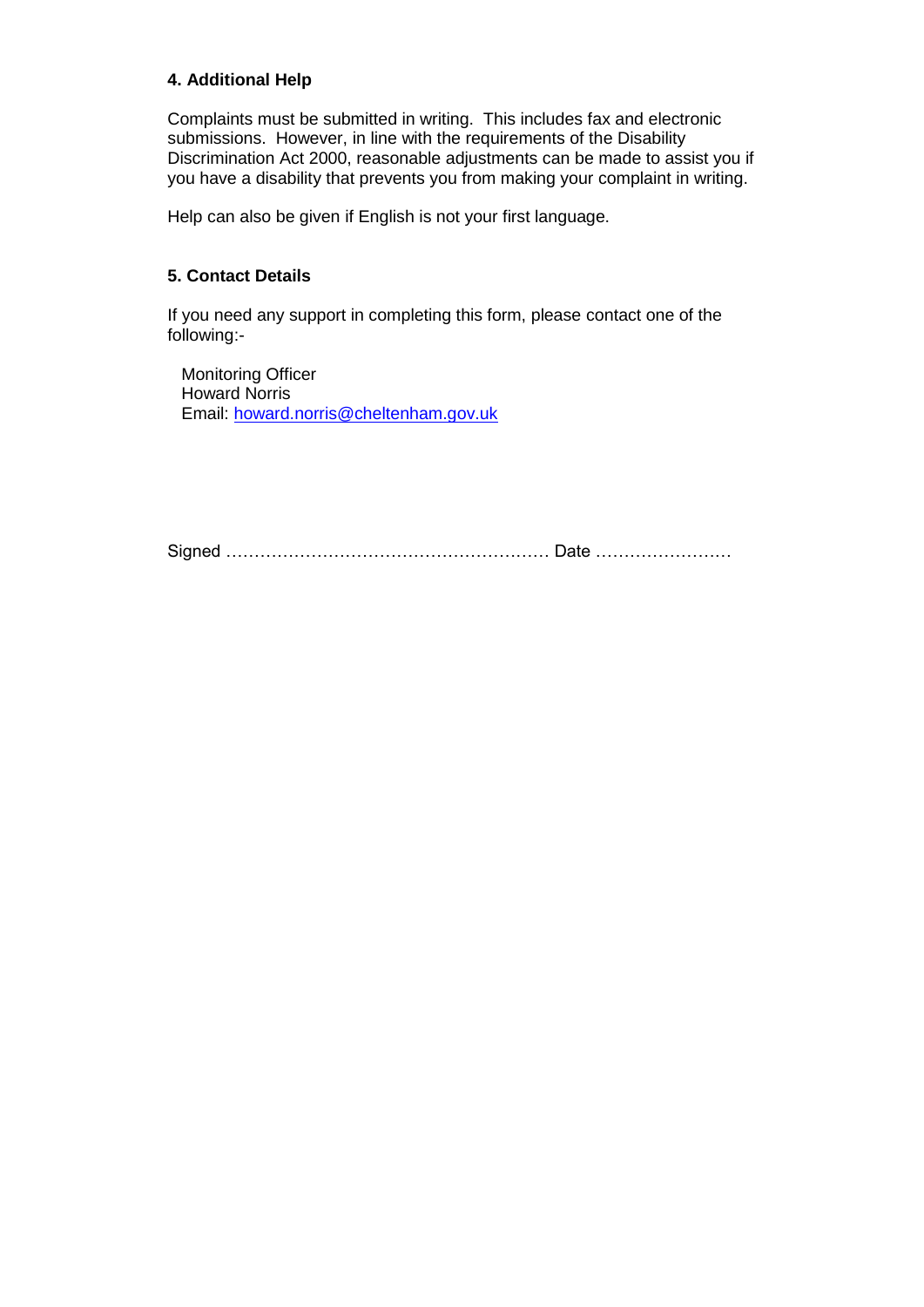## 4. Additional Help

Complaints must be submitted in writing. This includes fax and electronic submissions. However, in line with the requirements of the Disability Discrimination Act 2000, reasonable adjustments can be made to assist you if you have a disability that prevents you from making your complaint in writing.

Help can also be given if English is not your first language.

## 5. Contact Details

If you need any support in completing this form, please contact one of the following:-

Monitoring Officer
Howard Norris
Email: howard.norris@cheltenham.gov.uk

Signed ……………………………………………… Date ……………………